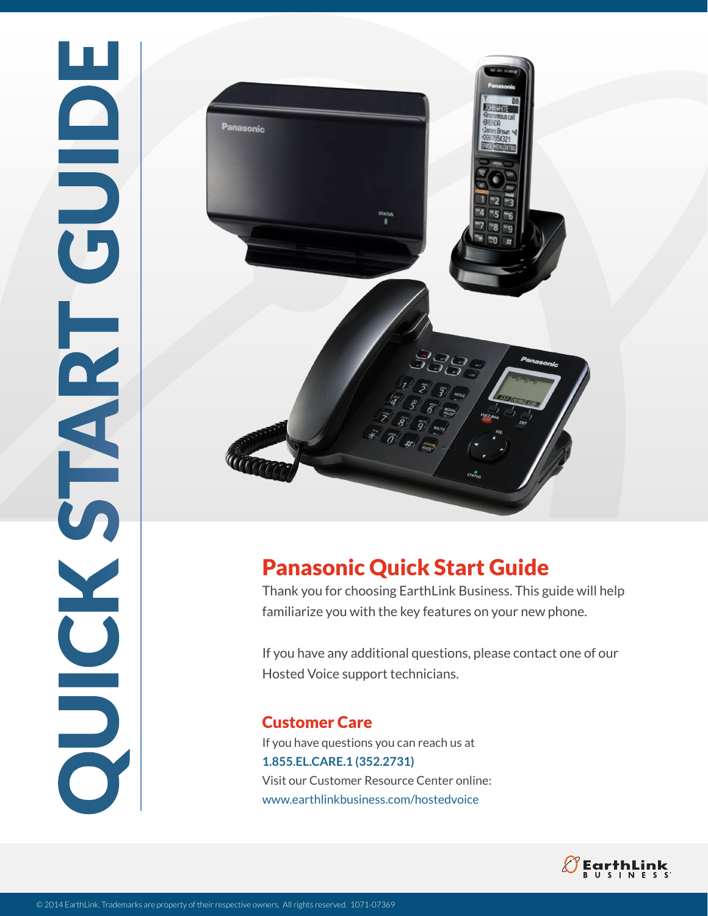# QUICK START GUIDE

## Panasonic Quick Start Guide

Thank you for choosing EarthLink Business. This guide will help familiarize you with the key features on your new phone.

If you have any additional questions, please contact one of our Hosted Voice support technicians.

### Customer Care

If you have questions you can reach us at
**1.855.EL.CARE.1 (352.2731)**
Visit our Customer Resource Center online:
www.earthlinkbusiness.com/hostedvoice

EarthLink BUSINESS

© 2014 EarthLink. Trademarks are property of their respective owners. All rights reserved. 1071-07369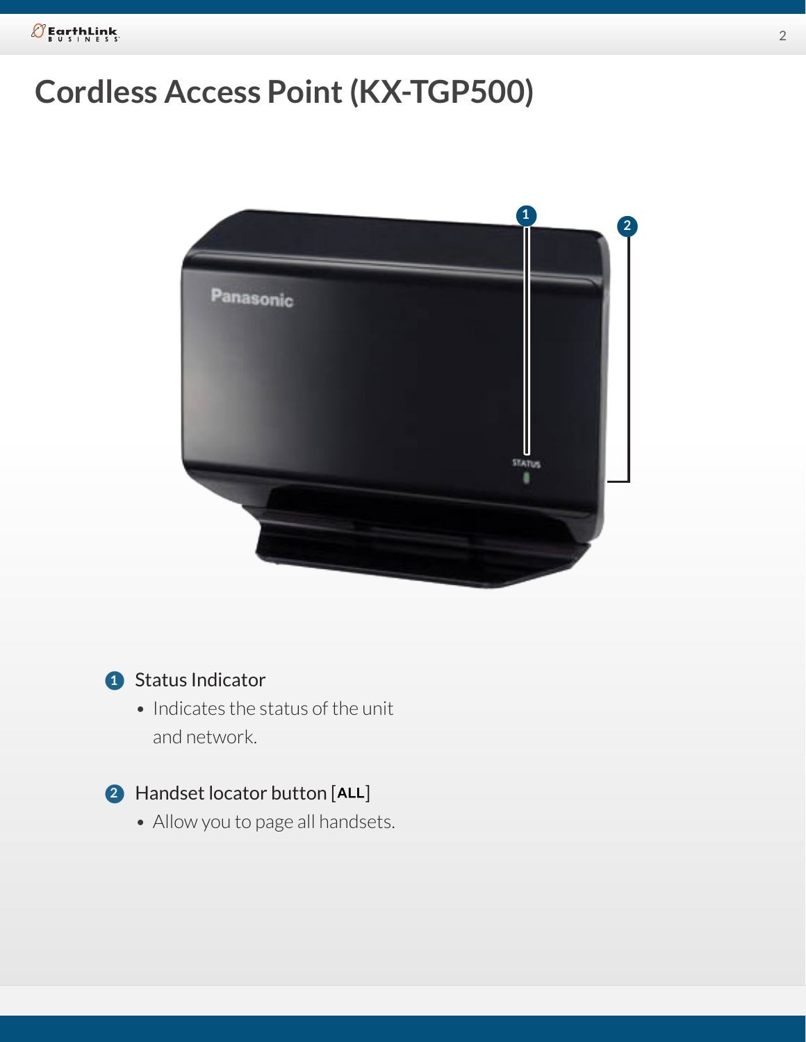# Cordless Access Point (KX-TGP500)

1. Status Indicator
   - Indicates the status of the unit and network.

2. Handset locator button [ALL]
   - Allow you to page all handsets.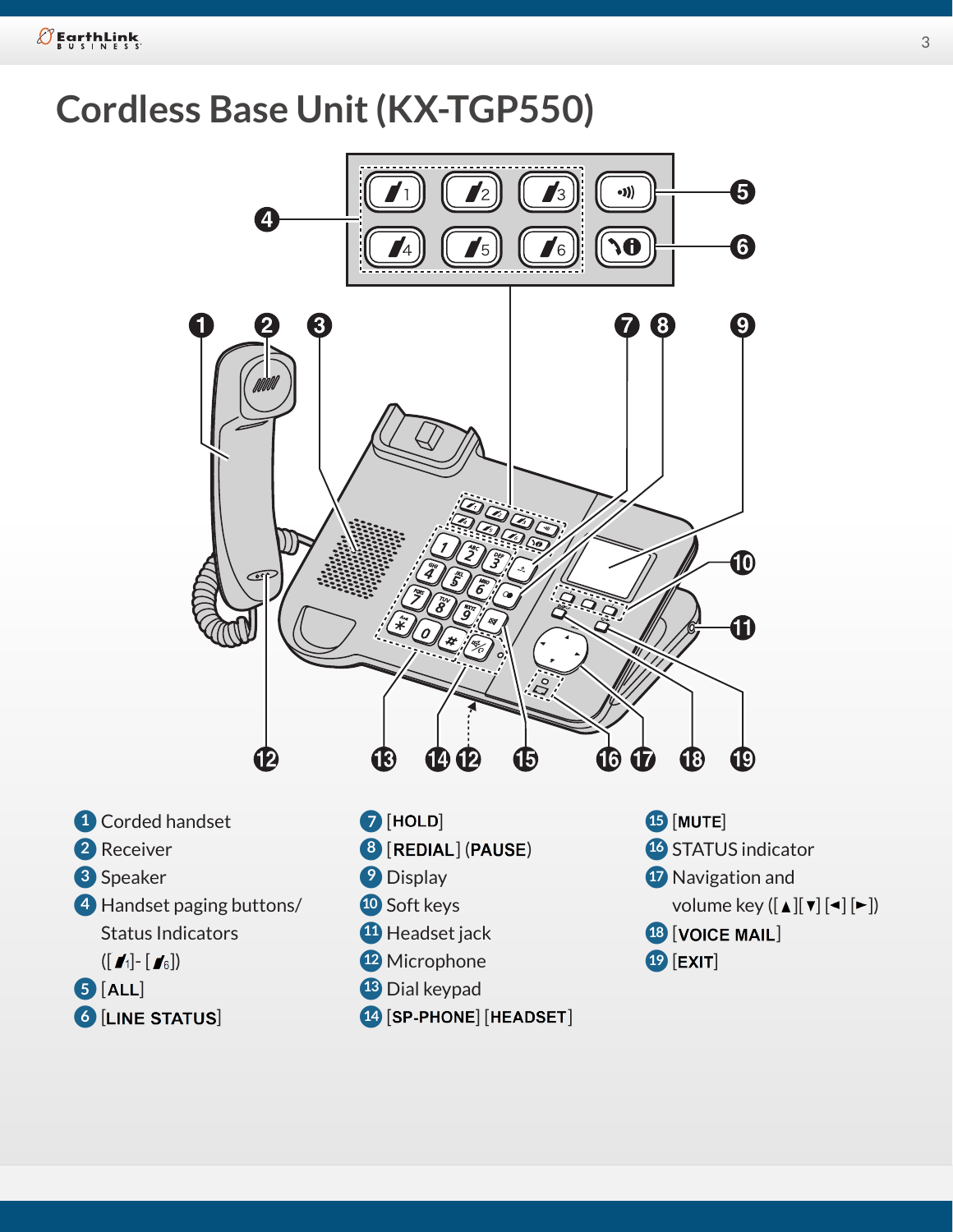# Cordless Base Unit (KX-TGP550)

1. Corded handset
2. Receiver
3. Speaker
4. Handset paging buttons/ Status Indicators ([1]- [6])
5. [ALL]
6. [LINE STATUS]
7. [HOLD]
8. [REDIAL] (PAUSE)
9. Display
10. Soft keys
11. Headset jack
12. Microphone
13. Dial keypad
14. [SP-PHONE] [HEADSET]
15. [MUTE]
16. STATUS indicator
17. Navigation and volume key ([▲][▼] [◄] [►])
18. [VOICE MAIL]
19. [EXIT]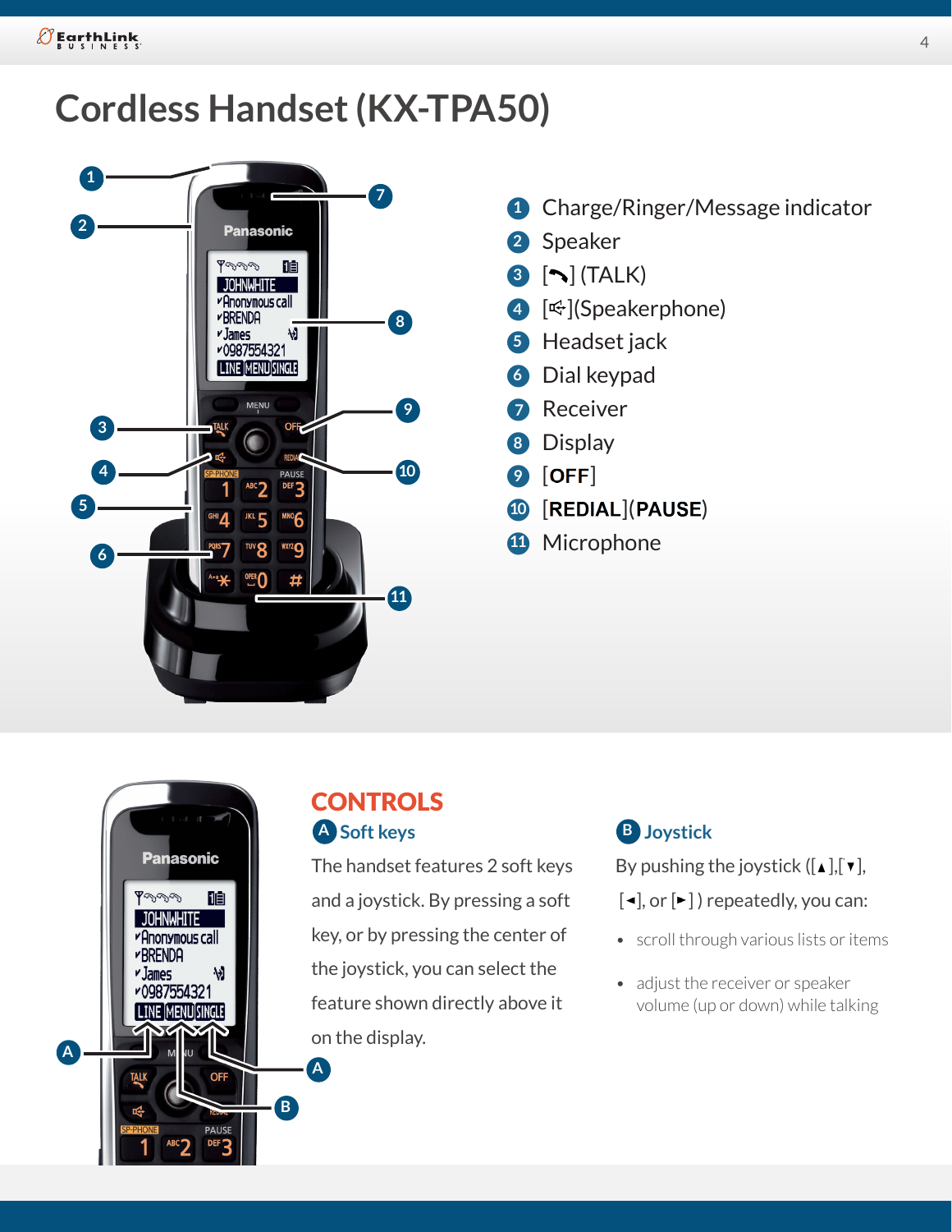# Cordless Handset (KX-TPA50)

1. Charge/Ringer/Message indicator
2. Speaker
3. [↖] (TALK)
4. [⊲](Speakerphone)
5. Headset jack
6. Dial keypad
7. Receiver
8. Display
9. [**OFF**]
10. [**REDIAL**](**PAUSE**)
11. Microphone

## CONTROLS

### A Soft keys

The handset features 2 soft keys and a joystick. By pressing a soft key, or by pressing the center of the joystick, you can select the feature shown directly above it on the display.

### B Joystick

By pushing the joystick ([▲],[▼], [◄], or [►]) repeatedly, you can:

- scroll through various lists or items
- adjust the receiver or speaker volume (up or down) while talking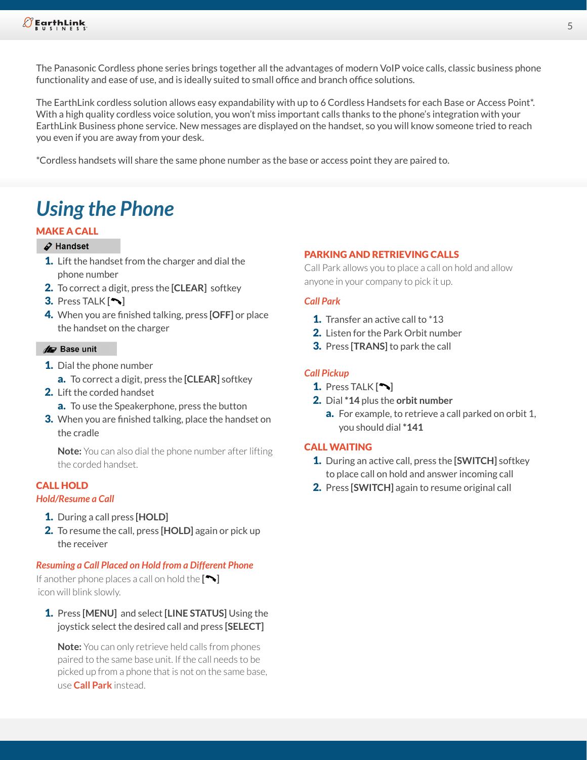The Panasonic Cordless phone series brings together all the advantages of modern VoIP voice calls, classic business phone functionality and ease of use, and is ideally suited to small office and branch office solutions.

The EarthLink cordless solution allows easy expandability with up to 6 Cordless Handsets for each Base or Access Point*. With a high quality cordless voice solution, you won't miss important calls thanks to the phone's integration with your EarthLink Business phone service. New messages are displayed on the handset, so you will know someone tried to reach you even if you are away from your desk.

*Cordless handsets will share the same phone number as the base or access point they are paired to.

# Using the Phone

## MAKE A CALL

**Handset**

1. Lift the handset from the charger and dial the phone number
2. To correct a digit, press the **[CLEAR]** softkey
3. Press TALK **[ ]**
4. When you are finished talking, press **[OFF]** or place the handset on the charger

**Base unit**

1. Dial the phone number
   a. To correct a digit, press the **[CLEAR]** softkey
2. Lift the corded handset
   a. To use the Speakerphone, press the button
3. When you are finished talking, place the handset on the cradle

   **Note:** You can also dial the phone number after lifting the corded handset.

## CALL HOLD

### *Hold/Resume a Call*

1. During a call press **[HOLD]**
2. To resume the call, press **[HOLD]** again or pick up the receiver

### *Resuming a Call Placed on Hold from a Different Phone*

If another phone places a call on hold the **[ ]** icon will blink slowly.

1. Press **[MENU]** and select **[LINE STATUS]** Using the joystick select the desired call and press **[SELECT]**

   **Note:** You can only retrieve held calls from phones paired to the same base unit. If the call needs to be picked up from a phone that is not on the same base, use **Call Park** instead.

## PARKING AND RETRIEVING CALLS

Call Park allows you to place a call on hold and allow anyone in your company to pick it up.

### *Call Park*

1. Transfer an active call to *13
2. Listen for the Park Orbit number
3. Press **[TRANS]** to park the call

### *Call Pickup*

1. Press TALK **[ ]**
2. Dial ***14** plus the **orbit number**
   a. For example, to retrieve a call parked on orbit 1, you should dial ***141**

## CALL WAITING

1. During an active call, press the **[SWITCH]** softkey to place call on hold and answer incoming call
2. Press **[SWITCH]** again to resume original call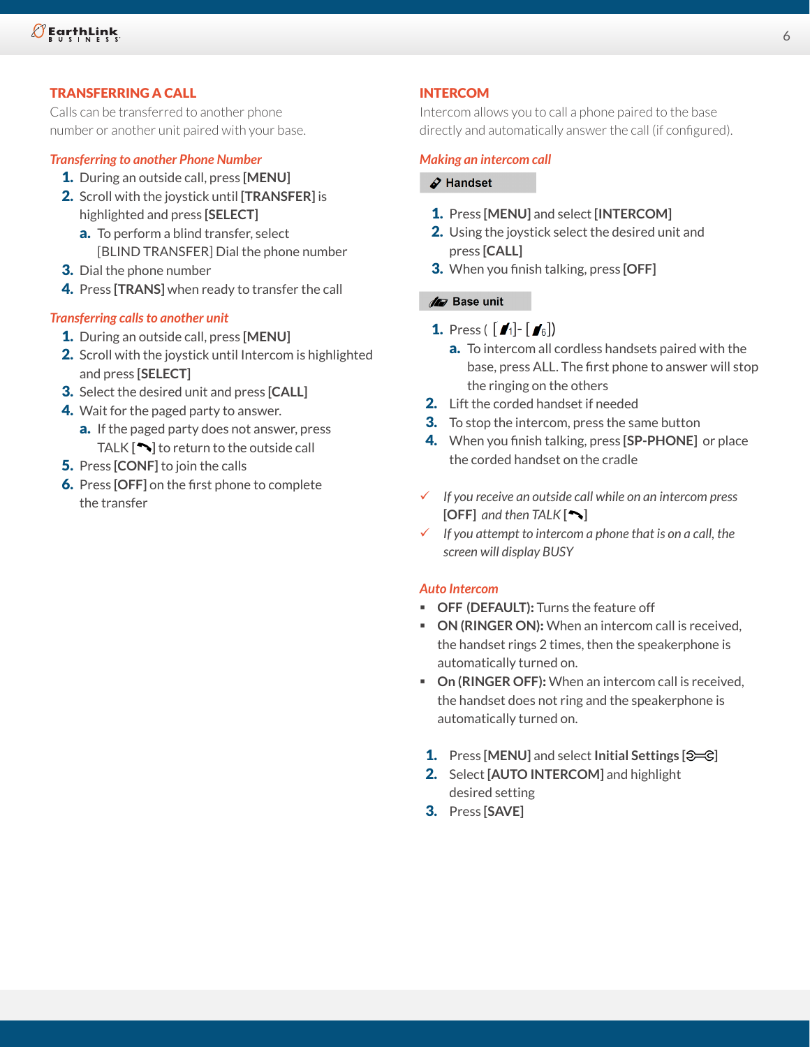## TRANSFERRING A CALL

Calls can be transferred to another phone number or another unit paired with your base.

### *Transferring to another Phone Number*

1. During an outside call, press **[MENU]**
2. Scroll with the joystick until **[TRANSFER]** is highlighted and press **[SELECT]**
   a. To perform a blind transfer, select [BLIND TRANSFER] Dial the phone number
3. Dial the phone number
4. Press **[TRANS]** when ready to transfer the call

### *Transferring calls to another unit*

1. During an outside call, press **[MENU]**
2. Scroll with the joystick until Intercom is highlighted and press **[SELECT]**
3. Select the desired unit and press **[CALL]**
4. Wait for the paged party to answer.
   a. If the paged party does not answer, press TALK [ ] to return to the outside call
5. Press **[CONF]** to join the calls
6. Press **[OFF]** on the first phone to complete the transfer

## INTERCOM

Intercom allows you to call a phone paired to the base directly and automatically answer the call (if configured).

### *Making an intercom call*

**Handset**

1. Press **[MENU]** and select **[INTERCOM]**
2. Using the joystick select the desired unit and press **[CALL]**
3. When you finish talking, press **[OFF]**

**Base unit**

1. Press ( [ 1]- [ 6])
   a. To intercom all cordless handsets paired with the base, press ALL. The first phone to answer will stop the ringing on the others
2. Lift the corded handset if needed
3. To stop the intercom, press the same button
4. When you finish talking, press **[SP-PHONE]** or place the corded handset on the cradle

✓ *If you receive an outside call while on an intercom press* **[OFF]** *and then TALK [ ]*

✓ *If you attempt to intercom a phone that is on a call, the screen will display BUSY*

### *Auto Intercom*

- **OFF (DEFAULT):** Turns the feature off
- **ON (RINGER ON):** When an intercom call is received, the handset rings 2 times, then the speakerphone is automatically turned on.
- **On (RINGER OFF):** When an intercom call is received, the handset does not ring and the speakerphone is automatically turned on.

1. Press **[MENU]** and select **Initial Settings** [ ]
2. Select **[AUTO INTERCOM]** and highlight desired setting
3. Press **[SAVE]**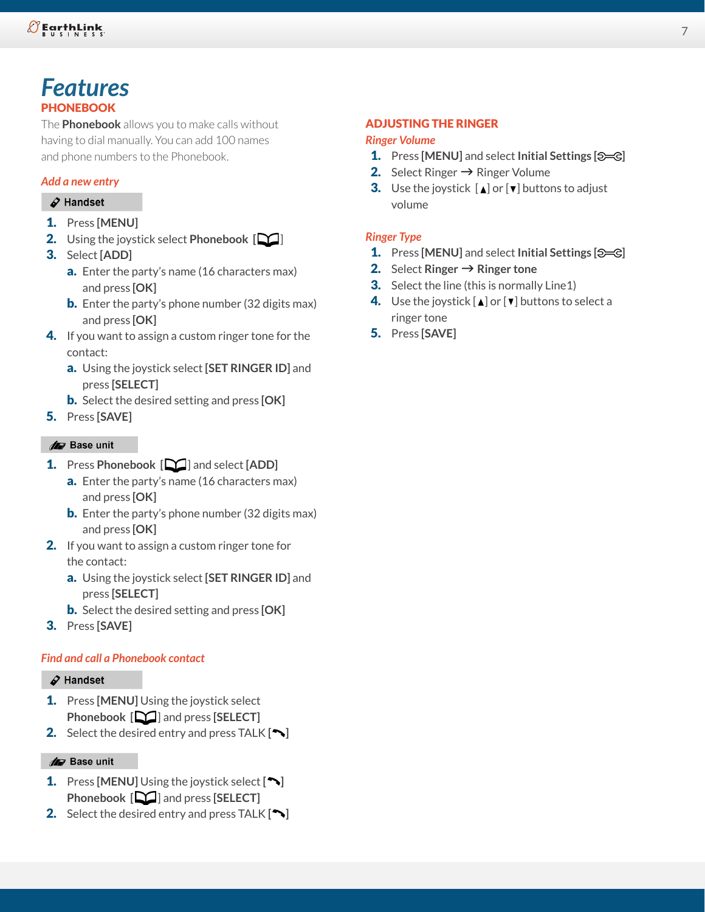# Features

## PHONEBOOK

The **Phonebook** allows you to make calls without having to dial manually. You can add 100 names and phone numbers to the Phonebook.

### *Add a new entry*

**Handset**

1. Press **[MENU]**
2. Using the joystick select **Phonebook** [ ]
3. Select **[ADD]**
   a. Enter the party's name (16 characters max) and press **[OK]**
   b. Enter the party's phone number (32 digits max) and press **[OK]**
4. If you want to assign a custom ringer tone for the contact:
   a. Using the joystick select **[SET RINGER ID]** and press **[SELECT]**
   b. Select the desired setting and press **[OK]**
5. Press **[SAVE]**

**Base unit**

1. Press **Phonebook** [ ] and select **[ADD]**
   a. Enter the party's name (16 characters max) and press **[OK]**
   b. Enter the party's phone number (32 digits max) and press **[OK]**
2. If you want to assign a custom ringer tone for the contact:
   a. Using the joystick select **[SET RINGER ID]** and press **[SELECT]**
   b. Select the desired setting and press **[OK]**
3. Press **[SAVE]**

### *Find and call a Phonebook contact*

**Handset**

1. Press **[MENU]** Using the joystick select **Phonebook** [ ] and press **[SELECT]**
2. Select the desired entry and press TALK [ ]

**Base unit**

1. Press **[MENU]** Using the joystick select [ ] **Phonebook** [ ] and press **[SELECT]**
2. Select the desired entry and press TALK [ ]

## ADJUSTING THE RINGER

### *Ringer Volume*

1. Press **[MENU]** and select **Initial Settings** [ ]
2. Select Ringer → Ringer Volume
3. Use the joystick [▲] or [▼] buttons to adjust volume

### *Ringer Type*

1. Press **[MENU]** and select **Initial Settings** [ ]
2. Select **Ringer** → **Ringer tone**
3. Select the line (this is normally Line1)
4. Use the joystick [▲] or [▼] buttons to select a ringer tone
5. Press **[SAVE]**